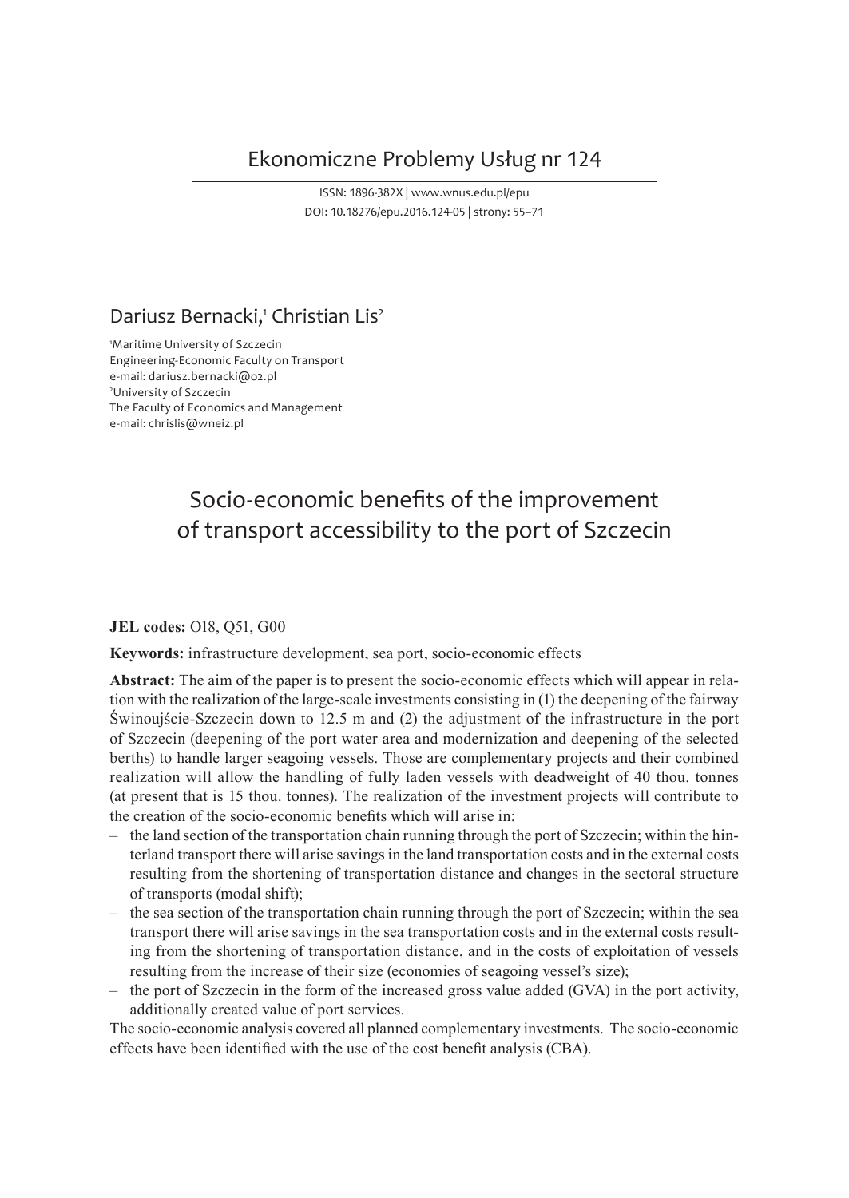Ekonomiczne Problemy Usług nr 124

ISSN: 1896-382X | www.wnus.edu.pl/epu
DOI: 10.18276/epu.2016.124-05 | strony: 55–71

## Dariusz Bernacki,[1] Christian Lis[2]

[1]Maritime University of Szczecin
Engineering-Economic Faculty on Transport
e-mail: dariusz.bernacki@o2.pl
[2]University of Szczecin
The Faculty of Economics and Management
e-mail: chrislis@wneiz.pl

# Socio-economic benefits of the improvement of transport accessibility to the port of Szczecin

**JEL codes:** O18, Q51, G00

**Keywords:** infrastructure development, sea port, socio-economic effects

**Abstract:** The aim of the paper is to present the socio-economic effects which will appear in relation with the realization of the large-scale investments consisting in (1) the deepening of the fairway Świnoujście-Szczecin down to 12.5 m and (2) the adjustment of the infrastructure in the port of Szczecin (deepening of the port water area and modernization and deepening of the selected berths) to handle larger seagoing vessels. Those are complementary projects and their combined realization will allow the handling of fully laden vessels with deadweight of 40 thou. tonnes (at present that is 15 thou. tonnes). The realization of the investment projects will contribute to the creation of the socio-economic benefits which will arise in:

- the land section of the transportation chain running through the port of Szczecin; within the hinterland transport there will arise savings in the land transportation costs and in the external costs resulting from the shortening of transportation distance and changes in the sectoral structure of transports (modal shift);
- the sea section of the transportation chain running through the port of Szczecin; within the sea transport there will arise savings in the sea transportation costs and in the external costs resulting from the shortening of transportation distance, and in the costs of exploitation of vessels resulting from the increase of their size (economies of seagoing vessel's size);
- the port of Szczecin in the form of the increased gross value added (GVA) in the port activity, additionally created value of port services.

The socio-economic analysis covered all planned complementary investments. The socio-economic effects have been identified with the use of the cost benefit analysis (CBA).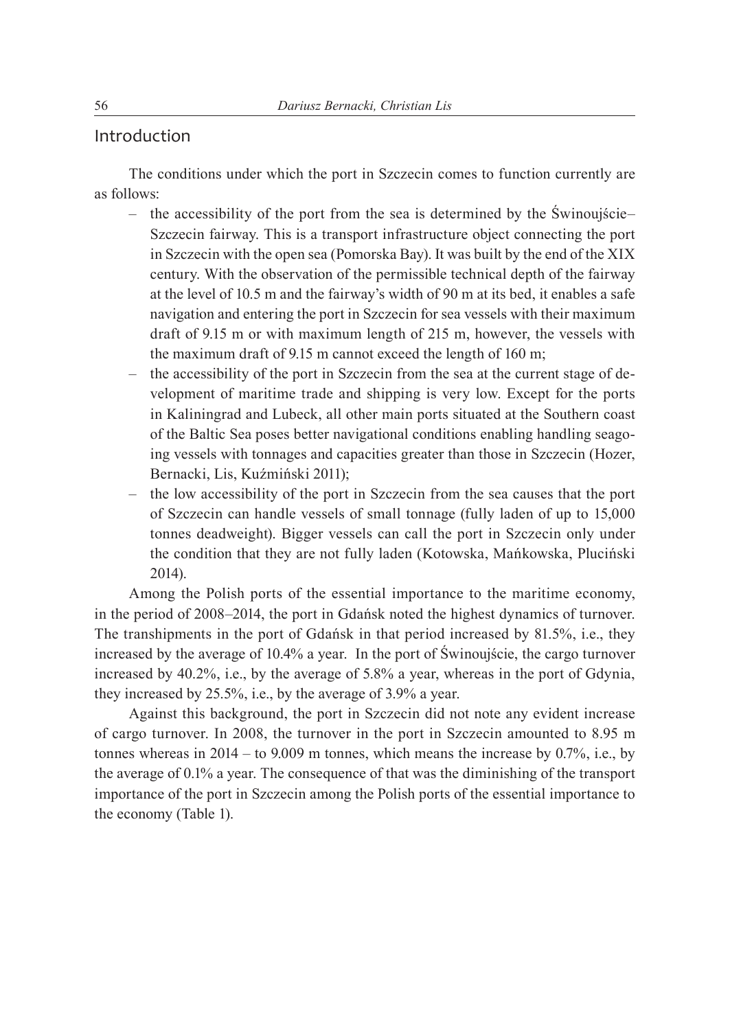## Introduction

The conditions under which the port in Szczecin comes to function currently are as follows:

- the accessibility of the port from the sea is determined by the Świnoujście–Szczecin fairway. This is a transport infrastructure object connecting the port in Szczecin with the open sea (Pomorska Bay). It was built by the end of the XIX century. With the observation of the permissible technical depth of the fairway at the level of 10.5 m and the fairway's width of 90 m at its bed, it enables a safe navigation and entering the port in Szczecin for sea vessels with their maximum draft of 9.15 m or with maximum length of 215 m, however, the vessels with the maximum draft of 9.15 m cannot exceed the length of 160 m;
- the accessibility of the port in Szczecin from the sea at the current stage of development of maritime trade and shipping is very low. Except for the ports in Kaliningrad and Lubeck, all other main ports situated at the Southern coast of the Baltic Sea poses better navigational conditions enabling handling seagoing vessels with tonnages and capacities greater than those in Szczecin (Hozer, Bernacki, Lis, Kuźmiński 2011);
- the low accessibility of the port in Szczecin from the sea causes that the port of Szczecin can handle vessels of small tonnage (fully laden of up to 15,000 tonnes deadweight). Bigger vessels can call the port in Szczecin only under the condition that they are not fully laden (Kotowska, Mańkowska, Pluciński 2014).

Among the Polish ports of the essential importance to the maritime economy, in the period of 2008–2014, the port in Gdańsk noted the highest dynamics of turnover. The transhipments in the port of Gdańsk in that period increased by 81.5%, i.e., they increased by the average of 10.4% a year. In the port of Świnoujście, the cargo turnover increased by 40.2%, i.e., by the average of 5.8% a year, whereas in the port of Gdynia, they increased by 25.5%, i.e., by the average of 3.9% a year.

Against this background, the port in Szczecin did not note any evident increase of cargo turnover. In 2008, the turnover in the port in Szczecin amounted to 8.95 m tonnes whereas in 2014 – to 9.009 m tonnes, which means the increase by 0.7%, i.e., by the average of 0.1% a year. The consequence of that was the diminishing of the transport importance of the port in Szczecin among the Polish ports of the essential importance to the economy (Table 1).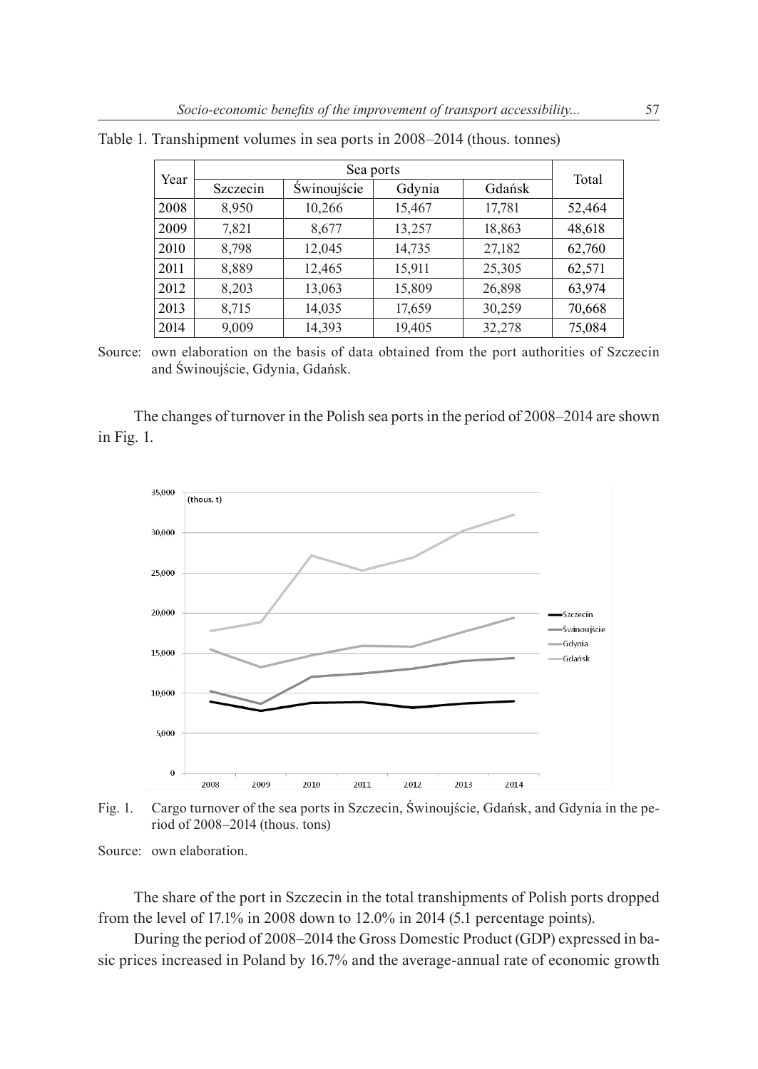Table 1. Transhipment volumes in sea ports in 2008–2014 (thous. tonnes)

| Year | Sea ports | | | | Total |
|---|---|---|---|---|---|
| | Szczecin | Świnoujście | Gdynia | Gdańsk | |
| 2008 | 8,950 | 10,266 | 15,467 | 17,781 | 52,464 |
| 2009 | 7,821 | 8,677 | 13,257 | 18,863 | 48,618 |
| 2010 | 8,798 | 12,045 | 14,735 | 27,182 | 62,760 |
| 2011 | 8,889 | 12,465 | 15,911 | 25,305 | 62,571 |
| 2012 | 8,203 | 13,063 | 15,809 | 26,898 | 63,974 |
| 2013 | 8,715 | 14,035 | 17,659 | 30,259 | 70,668 |
| 2014 | 9,009 | 14,393 | 19,405 | 32,278 | 75,084 |

Source: own elaboration on the basis of data obtained from the port authorities of Szczecin and Świnoujście, Gdynia, Gdańsk.

The changes of turnover in the Polish sea ports in the period of 2008–2014 are shown in Fig. 1.

Fig. 1. Cargo turnover of the sea ports in Szczecin, Świnoujście, Gdańsk, and Gdynia in the period of 2008–2014 (thous. tons)

Source: own elaboration.

The share of the port in Szczecin in the total transhipments of Polish ports dropped from the level of 17.1% in 2008 down to 12.0% in 2014 (5.1 percentage points).

During the period of 2008–2014 the Gross Domestic Product (GDP) expressed in basic prices increased in Poland by 16.7% and the average-annual rate of economic growth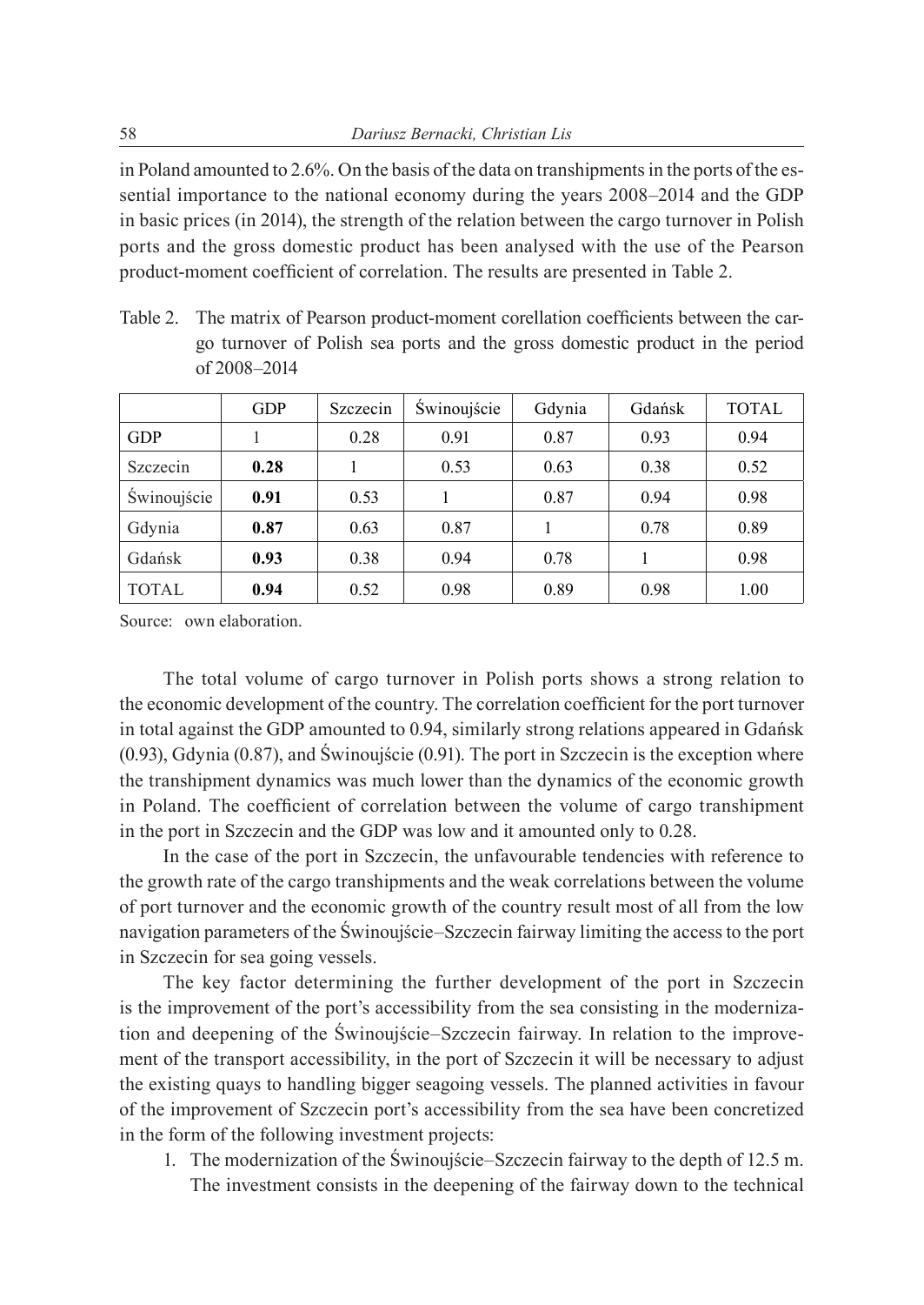in Poland amounted to 2.6%. On the basis of the data on transhipments in the ports of the essential importance to the national economy during the years 2008–2014 and the GDP in basic prices (in 2014), the strength of the relation between the cargo turnover in Polish ports and the gross domestic product has been analysed with the use of the Pearson product-moment coefficient of correlation. The results are presented in Table 2.

Table 2. The matrix of Pearson product-moment corellation coefficients between the cargo turnover of Polish sea ports and the gross domestic product in the period of 2008–2014

| | GDP | Szczecin | Świnoujście | Gdynia | Gdańsk | TOTAL |
|---|---|---|---|---|---|---|
| GDP | 1 | 0.28 | 0.91 | 0.87 | 0.93 | 0.94 |
| Szczecin | **0.28** | 1 | 0.53 | 0.63 | 0.38 | 0.52 |
| Świnoujście | **0.91** | 0.53 | 1 | 0.87 | 0.94 | 0.98 |
| Gdynia | **0.87** | 0.63 | 0.87 | 1 | 0.78 | 0.89 |
| Gdańsk | **0.93** | 0.38 | 0.94 | 0.78 | 1 | 0.98 |
| TOTAL | **0.94** | 0.52 | 0.98 | 0.89 | 0.98 | 1.00 |

Source: own elaboration.

The total volume of cargo turnover in Polish ports shows a strong relation to the economic development of the country. The correlation coefficient for the port turnover in total against the GDP amounted to 0.94, similarly strong relations appeared in Gdańsk (0.93), Gdynia (0.87), and Świnoujście (0.91). The port in Szczecin is the exception where the transhipment dynamics was much lower than the dynamics of the economic growth in Poland. The coefficient of correlation between the volume of cargo transhipment in the port in Szczecin and the GDP was low and it amounted only to 0.28.

In the case of the port in Szczecin, the unfavourable tendencies with reference to the growth rate of the cargo transhipments and the weak correlations between the volume of port turnover and the economic growth of the country result most of all from the low navigation parameters of the Świnoujście–Szczecin fairway limiting the access to the port in Szczecin for sea going vessels.

The key factor determining the further development of the port in Szczecin is the improvement of the port's accessibility from the sea consisting in the modernization and deepening of the Świnoujście–Szczecin fairway. In relation to the improvement of the transport accessibility, in the port of Szczecin it will be necessary to adjust the existing quays to handling bigger seagoing vessels. The planned activities in favour of the improvement of Szczecin port's accessibility from the sea have been concretized in the form of the following investment projects:

1. The modernization of the Świnoujście–Szczecin fairway to the depth of 12.5 m. The investment consists in the deepening of the fairway down to the technical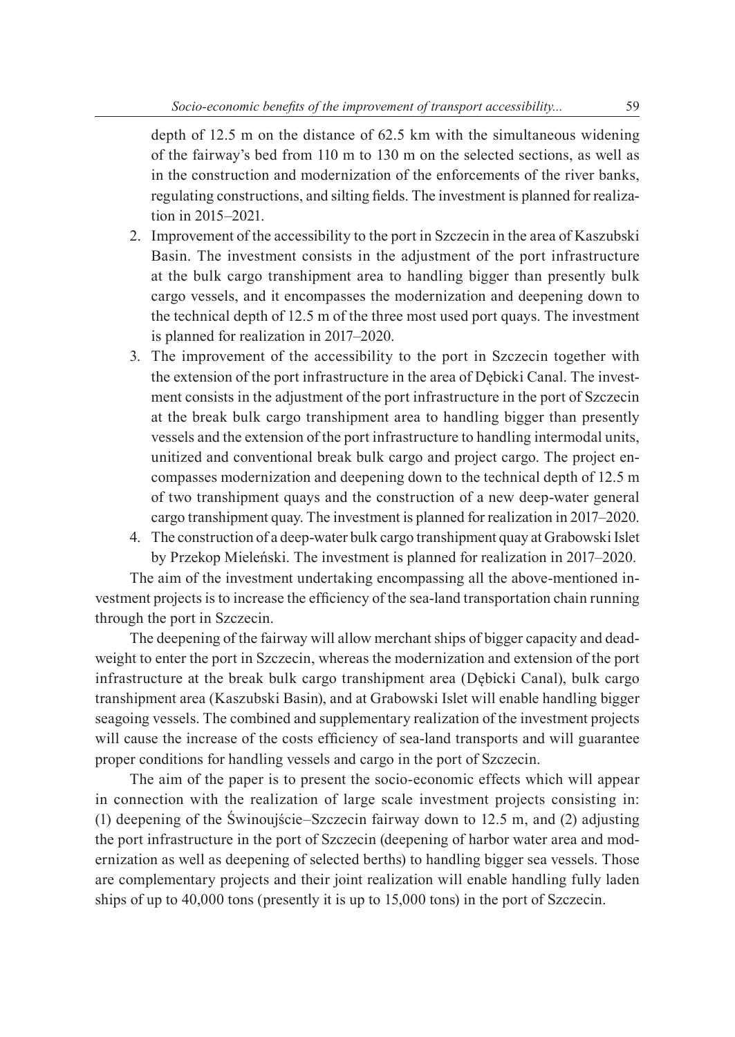depth of 12.5 m on the distance of 62.5 km with the simultaneous widening of the fairway's bed from 110 m to 130 m on the selected sections, as well as in the construction and modernization of the enforcements of the river banks, regulating constructions, and silting fields. The investment is planned for realization in 2015–2021.

2. Improvement of the accessibility to the port in Szczecin in the area of Kaszubski Basin. The investment consists in the adjustment of the port infrastructure at the bulk cargo transhipment area to handling bigger than presently bulk cargo vessels, and it encompasses the modernization and deepening down to the technical depth of 12.5 m of the three most used port quays. The investment is planned for realization in 2017–2020.
3. The improvement of the accessibility to the port in Szczecin together with the extension of the port infrastructure in the area of Dębicki Canal. The investment consists in the adjustment of the port infrastructure in the port of Szczecin at the break bulk cargo transhipment area to handling bigger than presently vessels and the extension of the port infrastructure to handling intermodal units, unitized and conventional break bulk cargo and project cargo. The project encompasses modernization and deepening down to the technical depth of 12.5 m of two transhipment quays and the construction of a new deep-water general cargo transhipment quay. The investment is planned for realization in 2017–2020.
4. The construction of a deep-water bulk cargo transhipment quay at Grabowski Islet by Przekop Mieleński. The investment is planned for realization in 2017–2020.

The aim of the investment undertaking encompassing all the above-mentioned investment projects is to increase the efficiency of the sea-land transportation chain running through the port in Szczecin.

The deepening of the fairway will allow merchant ships of bigger capacity and deadweight to enter the port in Szczecin, whereas the modernization and extension of the port infrastructure at the break bulk cargo transhipment area (Dębicki Canal), bulk cargo transhipment area (Kaszubski Basin), and at Grabowski Islet will enable handling bigger seagoing vessels. The combined and supplementary realization of the investment projects will cause the increase of the costs efficiency of sea-land transports and will guarantee proper conditions for handling vessels and cargo in the port of Szczecin.

The aim of the paper is to present the socio-economic effects which will appear in connection with the realization of large scale investment projects consisting in: (1) deepening of the Świnoujście–Szczecin fairway down to 12.5 m, and (2) adjusting the port infrastructure in the port of Szczecin (deepening of harbor water area and modernization as well as deepening of selected berths) to handling bigger sea vessels. Those are complementary projects and their joint realization will enable handling fully laden ships of up to 40,000 tons (presently it is up to 15,000 tons) in the port of Szczecin.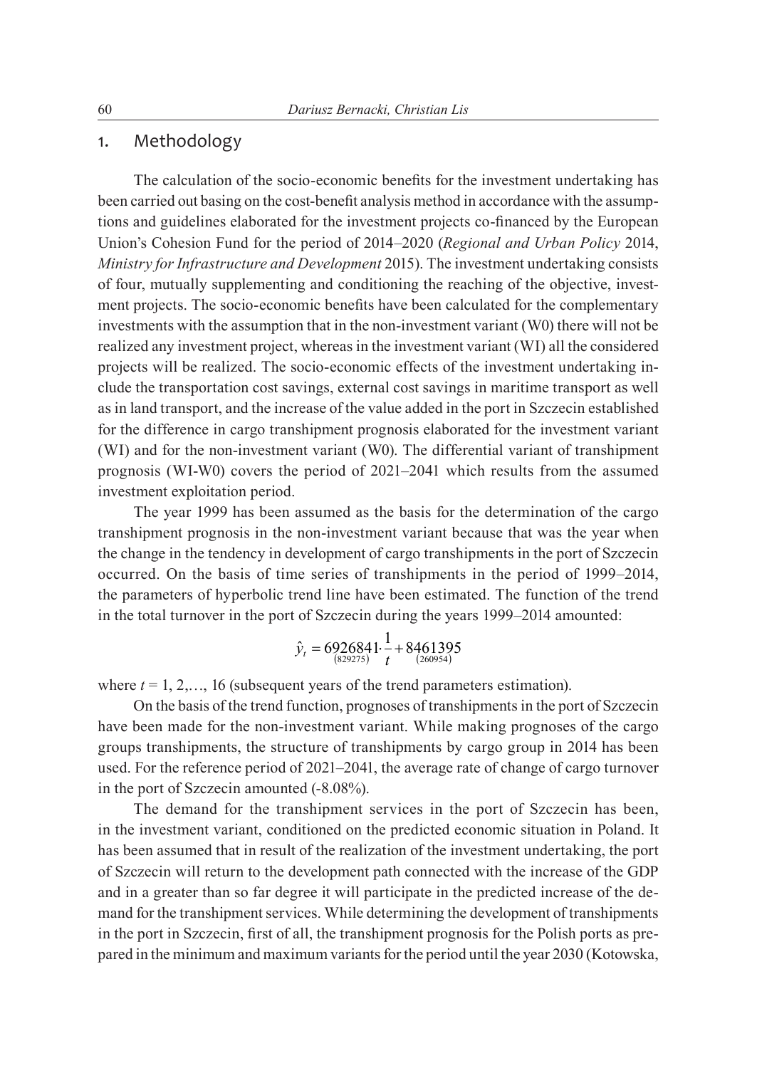## 1. Methodology

The calculation of the socio-economic benefits for the investment undertaking has been carried out basing on the cost-benefit analysis method in accordance with the assumptions and guidelines elaborated for the investment projects co-financed by the European Union's Cohesion Fund for the period of 2014–2020 (*Regional and Urban Policy* 2014, *Ministry for Infrastructure and Development* 2015). The investment undertaking consists of four, mutually supplementing and conditioning the reaching of the objective, investment projects. The socio-economic benefits have been calculated for the complementary investments with the assumption that in the non-investment variant (W0) there will not be realized any investment project, whereas in the investment variant (WI) all the considered projects will be realized. The socio-economic effects of the investment undertaking include the transportation cost savings, external cost savings in maritime transport as well as in land transport, and the increase of the value added in the port in Szczecin established for the difference in cargo transhipment prognosis elaborated for the investment variant (WI) and for the non-investment variant (W0). The differential variant of transhipment prognosis (WI-W0) covers the period of 2021–2041 which results from the assumed investment exploitation period.

The year 1999 has been assumed as the basis for the determination of the cargo transhipment prognosis in the non-investment variant because that was the year when the change in the tendency in development of cargo transhipments in the port of Szczecin occurred. On the basis of time series of transhipments in the period of 1999–2014, the parameters of hyperbolic trend line have been estimated. The function of the trend in the total turnover in the port of Szczecin during the years 1999–2014 amounted:

$$\hat{y}_t = \underset{(829275)}{6926841} \cdot \frac{1}{t} + \underset{(260954)}{8461395}$$

where $t = 1, 2, \ldots, 16$ (subsequent years of the trend parameters estimation).

On the basis of the trend function, prognoses of transhipments in the port of Szczecin have been made for the non-investment variant. While making prognoses of the cargo groups transhipments, the structure of transhipments by cargo group in 2014 has been used. For the reference period of 2021–2041, the average rate of change of cargo turnover in the port of Szczecin amounted (-8.08%).

The demand for the transhipment services in the port of Szczecin has been, in the investment variant, conditioned on the predicted economic situation in Poland. It has been assumed that in result of the realization of the investment undertaking, the port of Szczecin will return to the development path connected with the increase of the GDP and in a greater than so far degree it will participate in the predicted increase of the demand for the transhipment services. While determining the development of transhipments in the port in Szczecin, first of all, the transhipment prognosis for the Polish ports as prepared in the minimum and maximum variants for the period until the year 2030 (Kotowska,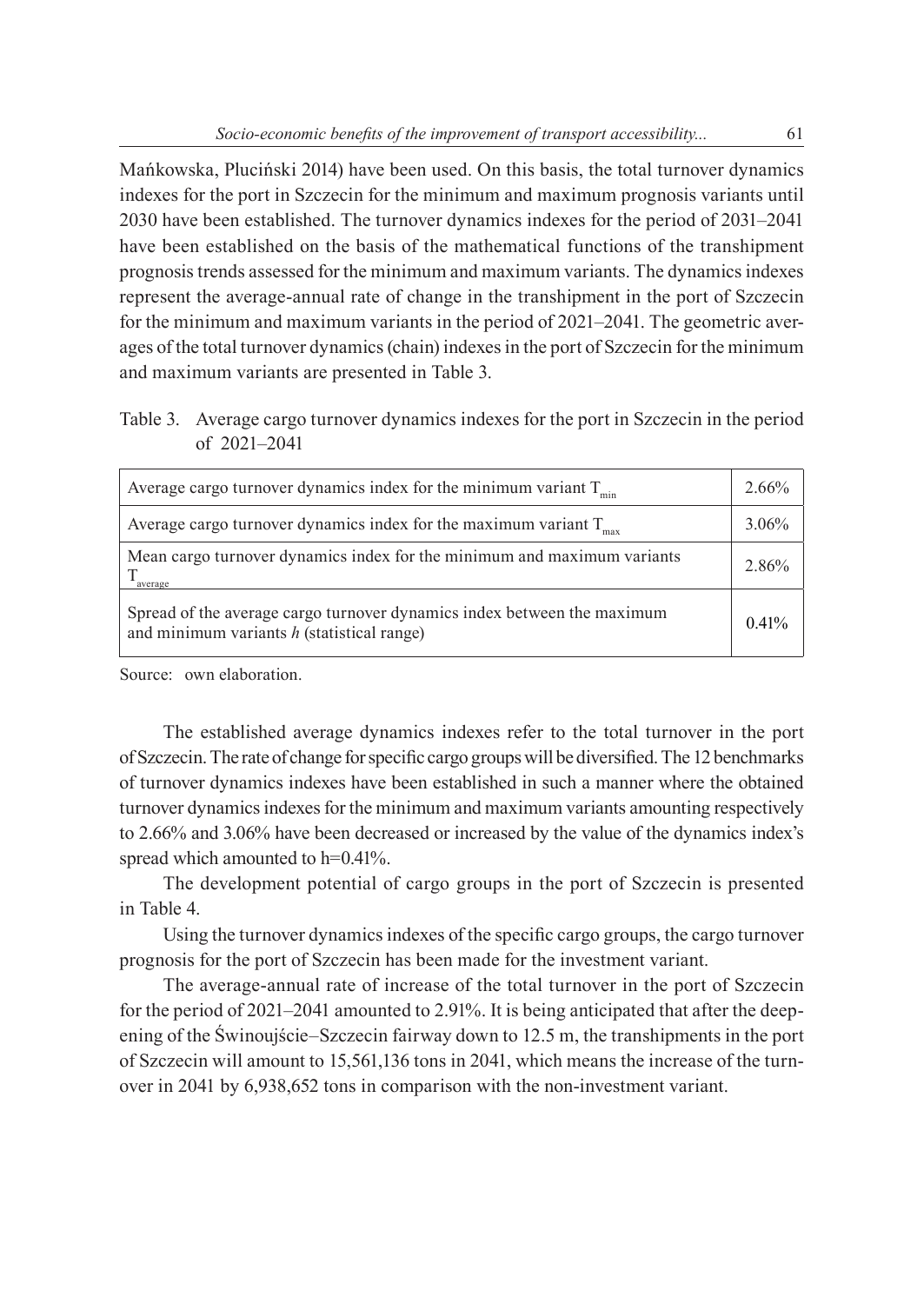Mańkowska, Pluciński 2014) have been used. On this basis, the total turnover dynamics indexes for the port in Szczecin for the minimum and maximum prognosis variants until 2030 have been established. The turnover dynamics indexes for the period of 2031–2041 have been established on the basis of the mathematical functions of the transhipment prognosis trends assessed for the minimum and maximum variants. The dynamics indexes represent the average-annual rate of change in the transhipment in the port of Szczecin for the minimum and maximum variants in the period of 2021–2041. The geometric averages of the total turnover dynamics (chain) indexes in the port of Szczecin for the minimum and maximum variants are presented in Table 3.

Table 3. Average cargo turnover dynamics indexes for the port in Szczecin in the period of 2021–2041

| | |
|---|---|
| Average cargo turnover dynamics index for the minimum variant $T_{min}$ | 2.66% |
| Average cargo turnover dynamics index for the maximum variant $T_{max}$ | 3.06% |
| Mean cargo turnover dynamics index for the minimum and maximum variants $T_{average}$ | 2.86% |
| Spread of the average cargo turnover dynamics index between the maximum and minimum variants *h* (statistical range) | 0.41% |

Source: own elaboration.

The established average dynamics indexes refer to the total turnover in the port of Szczecin. The rate of change for specific cargo groups will be diversified. The 12 benchmarks of turnover dynamics indexes have been established in such a manner where the obtained turnover dynamics indexes for the minimum and maximum variants amounting respectively to 2.66% and 3.06% have been decreased or increased by the value of the dynamics index's spread which amounted to h=0.41%.

The development potential of cargo groups in the port of Szczecin is presented in Table 4.

Using the turnover dynamics indexes of the specific cargo groups, the cargo turnover prognosis for the port of Szczecin has been made for the investment variant.

The average-annual rate of increase of the total turnover in the port of Szczecin for the period of 2021–2041 amounted to 2.91%. It is being anticipated that after the deepening of the Świnoujście–Szczecin fairway down to 12.5 m, the transhipments in the port of Szczecin will amount to 15,561,136 tons in 2041, which means the increase of the turnover in 2041 by 6,938,652 tons in comparison with the non-investment variant.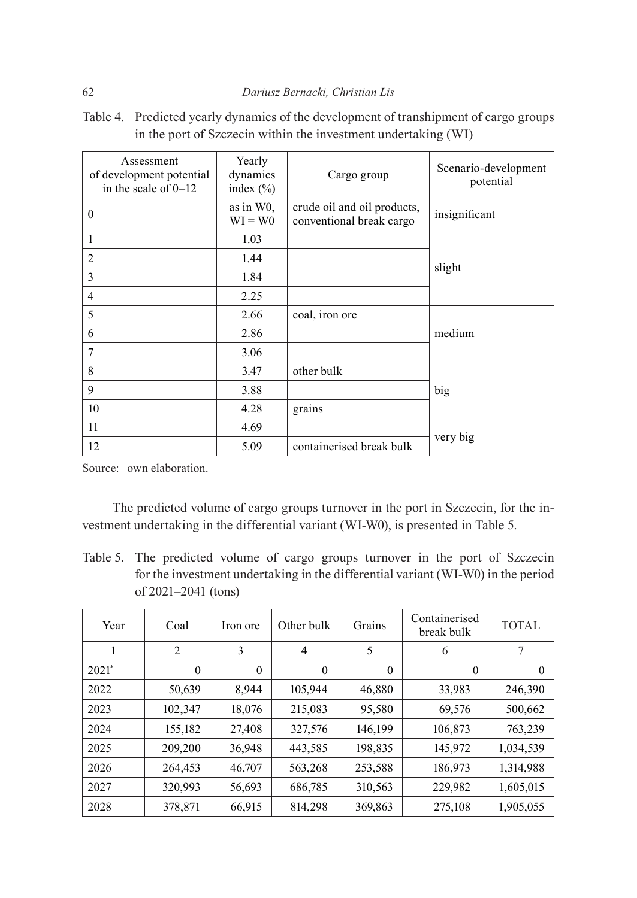Table 4. Predicted yearly dynamics of the development of transhipment of cargo groups in the port of Szczecin within the investment undertaking (WI)

| Assessment of development potential in the scale of 0–12 | Yearly dynamics index (%) | Cargo group | Scenario-development potential |
|---|---|---|---|
| 0 | as in W0, WI = W0 | crude oil and oil products, conventional break cargo | insignificant |
| 1 | 1.03 | | slight |
| 2 | 1.44 | | |
| 3 | 1.84 | | |
| 4 | 2.25 | | |
| 5 | 2.66 | coal, iron ore | medium |
| 6 | 2.86 | | |
| 7 | 3.06 | | |
| 8 | 3.47 | other bulk | big |
| 9 | 3.88 | | |
| 10 | 4.28 | grains | |
| 11 | 4.69 | | very big |
| 12 | 5.09 | containerised break bulk | |

Source: own elaboration.

The predicted volume of cargo groups turnover in the port in Szczecin, for the investment undertaking in the differential variant (WI-W0), is presented in Table 5.

Table 5. The predicted volume of cargo groups turnover in the port of Szczecin for the investment undertaking in the differential variant (WI-W0) in the period of 2021–2041 (tons)

| Year | Coal | Iron ore | Other bulk | Grains | Containerised break bulk | TOTAL |
|---|---|---|---|---|---|---|
| 1 | 2 | 3 | 4 | 5 | 6 | 7 |
| 2021* | 0 | 0 | 0 | 0 | 0 | 0 |
| 2022 | 50,639 | 8,944 | 105,944 | 46,880 | 33,983 | 246,390 |
| 2023 | 102,347 | 18,076 | 215,083 | 95,580 | 69,576 | 500,662 |
| 2024 | 155,182 | 27,408 | 327,576 | 146,199 | 106,873 | 763,239 |
| 2025 | 209,200 | 36,948 | 443,585 | 198,835 | 145,972 | 1,034,539 |
| 2026 | 264,453 | 46,707 | 563,268 | 253,588 | 186,973 | 1,314,988 |
| 2027 | 320,993 | 56,693 | 686,785 | 310,563 | 229,982 | 1,605,015 |
| 2028 | 378,871 | 66,915 | 814,298 | 369,863 | 275,108 | 1,905,055 |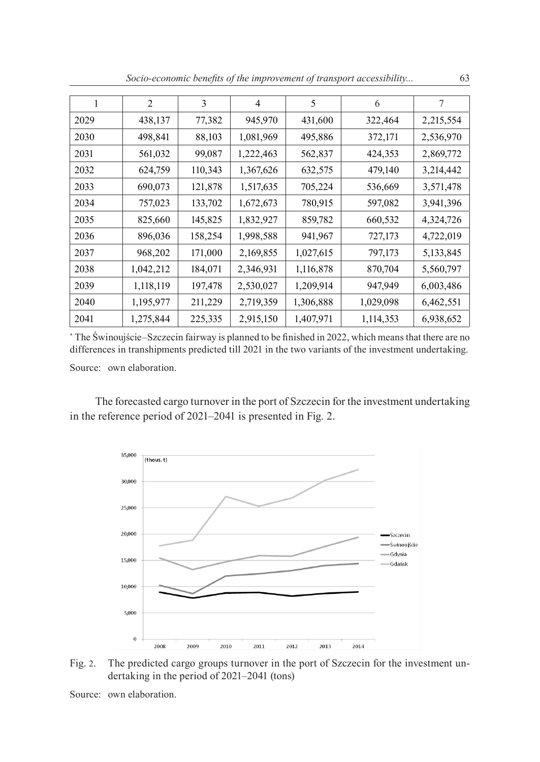| 1 | 2 | 3 | 4 | 5 | 6 | 7 |
|---|---|---|---|---|---|---|
| 2029 | 438,137 | 77,382 | 945,970 | 431,600 | 322,464 | 2,215,554 |
| 2030 | 498,841 | 88,103 | 1,081,969 | 495,886 | 372,171 | 2,536,970 |
| 2031 | 561,032 | 99,087 | 1,222,463 | 562,837 | 424,353 | 2,869,772 |
| 2032 | 624,759 | 110,343 | 1,367,626 | 632,575 | 479,140 | 3,214,442 |
| 2033 | 690,073 | 121,878 | 1,517,635 | 705,224 | 536,669 | 3,571,478 |
| 2034 | 757,023 | 133,702 | 1,672,673 | 780,915 | 597,082 | 3,941,396 |
| 2035 | 825,660 | 145,825 | 1,832,927 | 859,782 | 660,532 | 4,324,726 |
| 2036 | 896,036 | 158,254 | 1,998,588 | 941,967 | 727,173 | 4,722,019 |
| 2037 | 968,202 | 171,000 | 2,169,855 | 1,027,615 | 797,173 | 5,133,845 |
| 2038 | 1,042,212 | 184,071 | 2,346,931 | 1,116,878 | 870,704 | 5,560,797 |
| 2039 | 1,118,119 | 197,478 | 2,530,027 | 1,209,914 | 947,949 | 6,003,486 |
| 2040 | 1,195,977 | 211,229 | 2,719,359 | 1,306,888 | 1,029,098 | 6,462,551 |
| 2041 | 1,275,844 | 225,335 | 2,915,150 | 1,407,971 | 1,114,353 | 6,938,652 |

* The Świnoujście–Szczecin fairway is planned to be finished in 2022, which means that there are no differences in transhipments predicted till 2021 in the two variants of the investment undertaking.

Source: own elaboration.

The forecasted cargo turnover in the port of Szczecin for the investment undertaking in the reference period of 2021–2041 is presented in Fig. 2.

Fig. 2. The predicted cargo groups turnover in the port of Szczecin for the investment undertaking in the period of 2021–2041 (tons)

Source: own elaboration.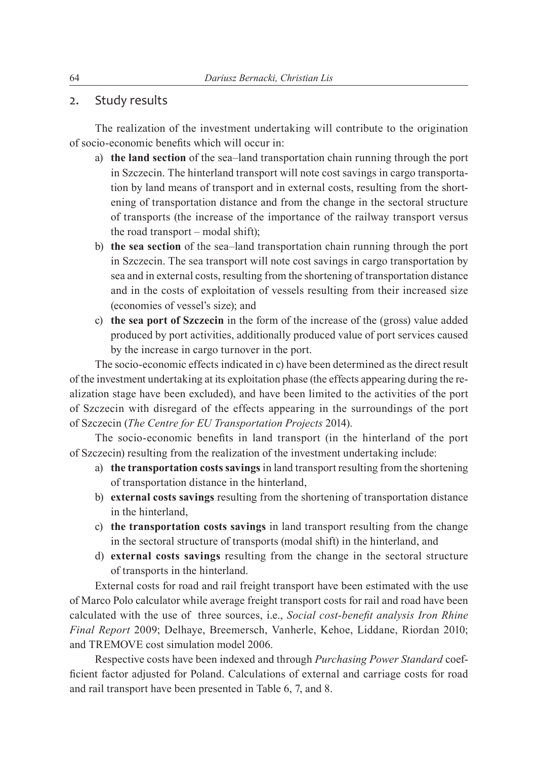## 2. Study results

The realization of the investment undertaking will contribute to the origination of socio-economic benefits which will occur in:

a) **the land section** of the sea–land transportation chain running through the port in Szczecin. The hinterland transport will note cost savings in cargo transportation by land means of transport and in external costs, resulting from the shortening of transportation distance and from the change in the sectoral structure of transports (the increase of the importance of the railway transport versus the road transport – modal shift);
b) **the sea section** of the sea–land transportation chain running through the port in Szczecin. The sea transport will note cost savings in cargo transportation by sea and in external costs, resulting from the shortening of transportation distance and in the costs of exploitation of vessels resulting from their increased size (economies of vessel's size); and
c) **the sea port of Szczecin** in the form of the increase of the (gross) value added produced by port activities, additionally produced value of port services caused by the increase in cargo turnover in the port.

The socio-economic effects indicated in c) have been determined as the direct result of the investment undertaking at its exploitation phase (the effects appearing during the realization stage have been excluded), and have been limited to the activities of the port of Szczecin with disregard of the effects appearing in the surroundings of the port of Szczecin (*The Centre for EU Transportation Projects* 2014).

The socio-economic benefits in land transport (in the hinterland of the port of Szczecin) resulting from the realization of the investment undertaking include:

a) **the transportation costs savings** in land transport resulting from the shortening of transportation distance in the hinterland,
b) **external costs savings** resulting from the shortening of transportation distance in the hinterland,
c) **the transportation costs savings** in land transport resulting from the change in the sectoral structure of transports (modal shift) in the hinterland, and
d) **external costs savings** resulting from the change in the sectoral structure of transports in the hinterland.

External costs for road and rail freight transport have been estimated with the use of Marco Polo calculator while average freight transport costs for rail and road have been calculated with the use of three sources, i.e., *Social cost-benefit analysis Iron Rhine Final Report* 2009; Delhaye, Breemersch, Vanherle, Kehoe, Liddane, Riordan 2010; and TREMOVE cost simulation model 2006.

Respective costs have been indexed and through *Purchasing Power Standard* coefficient factor adjusted for Poland. Calculations of external and carriage costs for road and rail transport have been presented in Table 6, 7, and 8.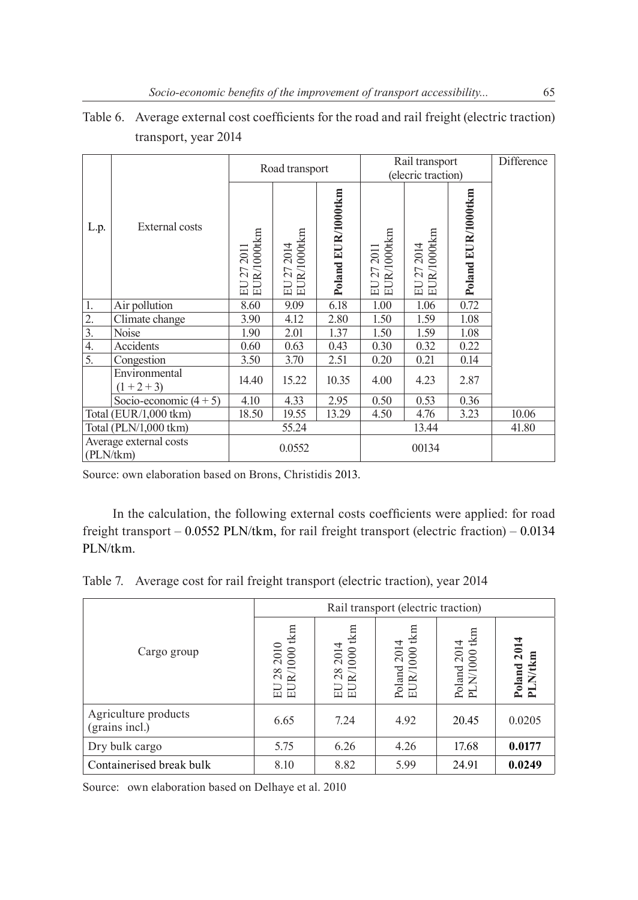Table 6. Average external cost coefficients for the road and rail freight (electric traction) transport, year 2014

| L.p. | External costs | Road transport | | | Rail transport (elecric traction) | | | Difference |
|---|---|---|---|---|---|---|---|---|
| | | EU 27 2011 EUR/1000tkm | EU 27 2014 EUR/1000tkm | **Poland EUR/1000tkm** | EU 27 2011 EUR/1000tkm | EU 27 2014 EUR/1000tkm | **Poland EUR/1000tkm** | |
| 1. | Air pollution | 8.60 | 9.09 | 6.18 | 1.00 | 1.06 | 0.72 | |
| 2. | Climate change | 3.90 | 4.12 | 2.80 | 1.50 | 1.59 | 1.08 | |
| 3. | Noise | 1.90 | 2.01 | 1.37 | 1.50 | 1.59 | 1.08 | |
| 4. | Accidents | 0.60 | 0.63 | 0.43 | 0.30 | 0.32 | 0.22 | |
| 5. | Congestion | 3.50 | 3.70 | 2.51 | 0.20 | 0.21 | 0.14 | |
| | Environmental (1 + 2 + 3) | 14.40 | 15.22 | 10.35 | 4.00 | 4.23 | 2.87 | |
| | Socio-economic (4 + 5) | 4.10 | 4.33 | 2.95 | 0.50 | 0.53 | 0.36 | |
| Total (EUR/1,000 tkm) | | 18.50 | 19.55 | 13.29 | 4.50 | 4.76 | 3.23 | 10.06 |
| Total (PLN/1,000 tkm) | | 55.24 | | | 13.44 | | | 41.80 |
| Average external costs (PLN/tkm) | | 0.0552 | | | 00134 | | | |

Source: own elaboration based on Brons, Christidis 2013.

In the calculation, the following external costs coefficients were applied: for road freight transport – 0.0552 PLN/tkm, for rail freight transport (electric fraction) – 0.0134 PLN/tkm.

Table 7. Average cost for rail freight transport (electric traction), year 2014

| Cargo group | Rail transport (electric traction) | | | | |
|---|---|---|---|---|---|
| | EU 28 2010 EUR/1000 tkm | EU 28 2014 EUR/1000 tkm | Poland 2014 EUR/1000 tkm | Poland 2014 PLN/1000 tkm | **Poland 2014 PLN/tkm** |
| Agriculture products (grains incl.) | 6.65 | 7.24 | 4.92 | 20.45 | 0.0205 |
| Dry bulk cargo | 5.75 | 6.26 | 4.26 | 17.68 | **0.0177** |
| Containerised break bulk | 8.10 | 8.82 | 5.99 | 24.91 | **0.0249** |

Source: own elaboration based on Delhaye et al. 2010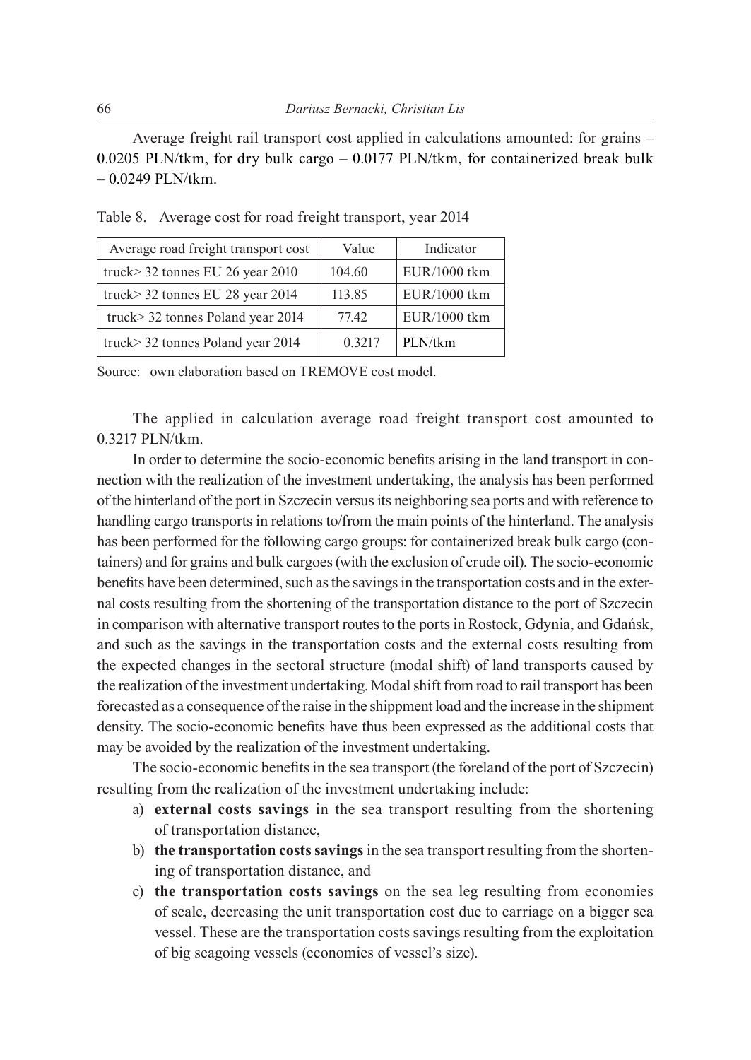Average freight rail transport cost applied in calculations amounted: for grains – 0.0205 PLN/tkm, for dry bulk cargo – 0.0177 PLN/tkm, for containerized break bulk – 0.0249 PLN/tkm.

Table 8. Average cost for road freight transport, year 2014

| Average road freight transport cost | Value | Indicator |
|---|---|---|
| truck> 32 tonnes EU 26 year 2010 | 104.60 | EUR/1000 tkm |
| truck> 32 tonnes EU 28 year 2014 | 113.85 | EUR/1000 tkm |
| truck> 32 tonnes Poland year 2014 | 77.42 | EUR/1000 tkm |
| truck> 32 tonnes Poland year 2014 | 0.3217 | PLN/tkm |

Source: own elaboration based on TREMOVE cost model.

The applied in calculation average road freight transport cost amounted to 0.3217 PLN/tkm.

In order to determine the socio-economic benefits arising in the land transport in connection with the realization of the investment undertaking, the analysis has been performed of the hinterland of the port in Szczecin versus its neighboring sea ports and with reference to handling cargo transports in relations to/from the main points of the hinterland. The analysis has been performed for the following cargo groups: for containerized break bulk cargo (containers) and for grains and bulk cargoes (with the exclusion of crude oil). The socio-economic benefits have been determined, such as the savings in the transportation costs and in the external costs resulting from the shortening of the transportation distance to the port of Szczecin in comparison with alternative transport routes to the ports in Rostock, Gdynia, and Gdańsk, and such as the savings in the transportation costs and the external costs resulting from the expected changes in the sectoral structure (modal shift) of land transports caused by the realization of the investment undertaking. Modal shift from road to rail transport has been forecasted as a consequence of the raise in the shippment load and the increase in the shipment density. The socio-economic benefits have thus been expressed as the additional costs that may be avoided by the realization of the investment undertaking.

The socio-economic benefits in the sea transport (the foreland of the port of Szczecin) resulting from the realization of the investment undertaking include:

a) **external costs savings** in the sea transport resulting from the shortening of transportation distance,
b) **the transportation costs savings** in the sea transport resulting from the shortening of transportation distance, and
c) **the transportation costs savings** on the sea leg resulting from economies of scale, decreasing the unit transportation cost due to carriage on a bigger sea vessel. These are the transportation costs savings resulting from the exploitation of big seagoing vessels (economies of vessel's size).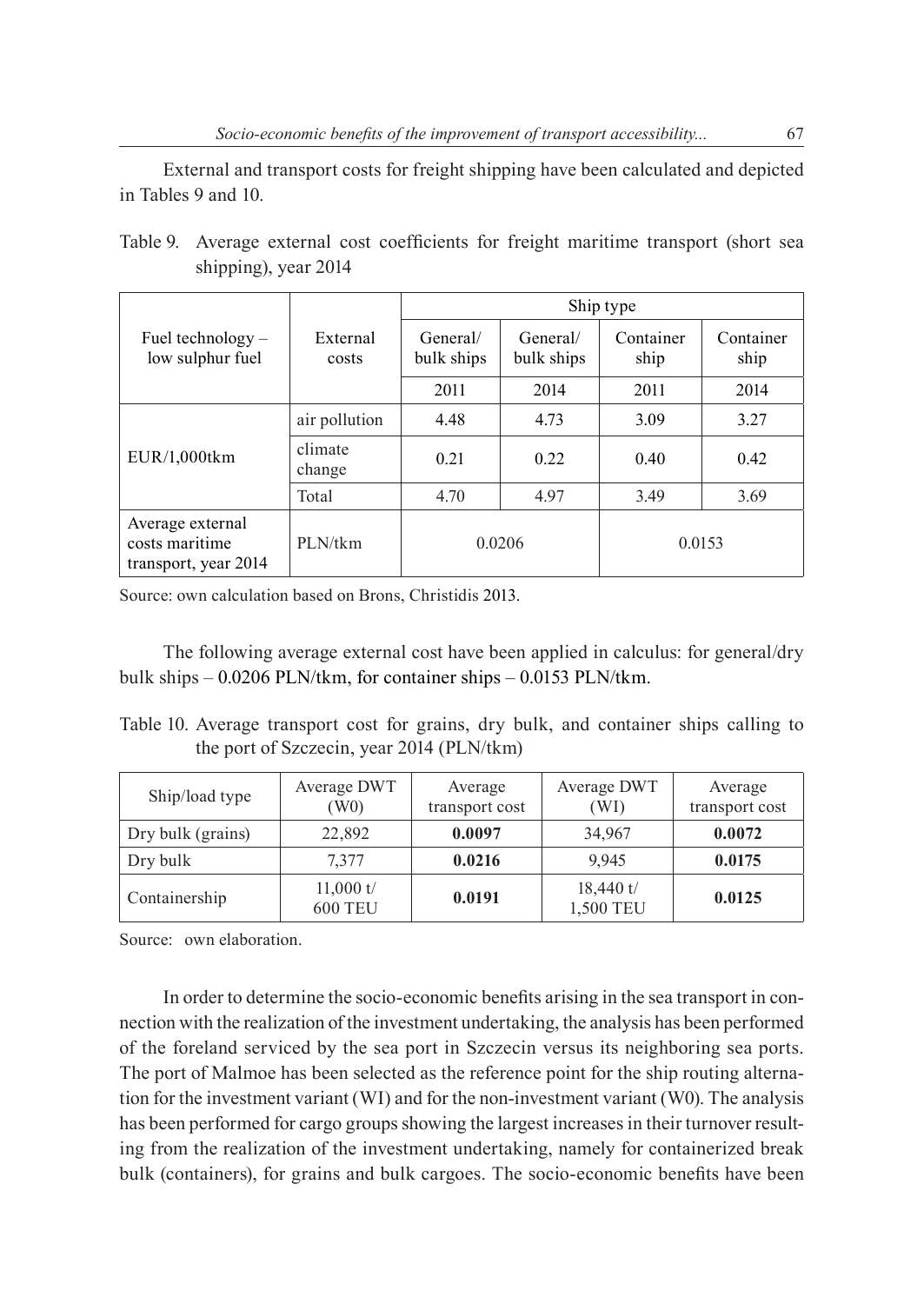External and transport costs for freight shipping have been calculated and depicted in Tables 9 and 10.

Table 9. Average external cost coefficients for freight maritime transport (short sea shipping), year 2014

| Fuel technology – low sulphur fuel | External costs | Ship type | | | |
|---|---|---|---|---|---|
| | | General/ bulk ships | General/ bulk ships | Container ship | Container ship |
| | | 2011 | 2014 | 2011 | 2014 |
| EUR/1,000tkm | air pollution | 4.48 | 4.73 | 3.09 | 3.27 |
| | climate change | 0.21 | 0.22 | 0.40 | 0.42 |
| | Total | 4.70 | 4.97 | 3.49 | 3.69 |
| Average external costs maritime transport, year 2014 | PLN/tkm | 0.0206 | | 0.0153 | |

Source: own calculation based on Brons, Christidis 2013.

The following average external cost have been applied in calculus: for general/dry bulk ships – 0.0206 PLN/tkm, for container ships – 0.0153 PLN/tkm.

Table 10. Average transport cost for grains, dry bulk, and container ships calling to the port of Szczecin, year 2014 (PLN/tkm)

| Ship/load type | Average DWT (W0) | Average transport cost | Average DWT (WI) | Average transport cost |
|---|---|---|---|---|
| Dry bulk (grains) | 22,892 | **0.0097** | 34,967 | **0.0072** |
| Dry bulk | 7,377 | **0.0216** | 9,945 | **0.0175** |
| Containership | 11,000 t/ 600 TEU | **0.0191** | 18,440 t/ 1,500 TEU | **0.0125** |

Source: own elaboration.

In order to determine the socio-economic benefits arising in the sea transport in connection with the realization of the investment undertaking, the analysis has been performed of the foreland serviced by the sea port in Szczecin versus its neighboring sea ports. The port of Malmoe has been selected as the reference point for the ship routing alternation for the investment variant (WI) and for the non-investment variant (W0). The analysis has been performed for cargo groups showing the largest increases in their turnover resulting from the realization of the investment undertaking, namely for containerized break bulk (containers), for grains and bulk cargoes. The socio-economic benefits have been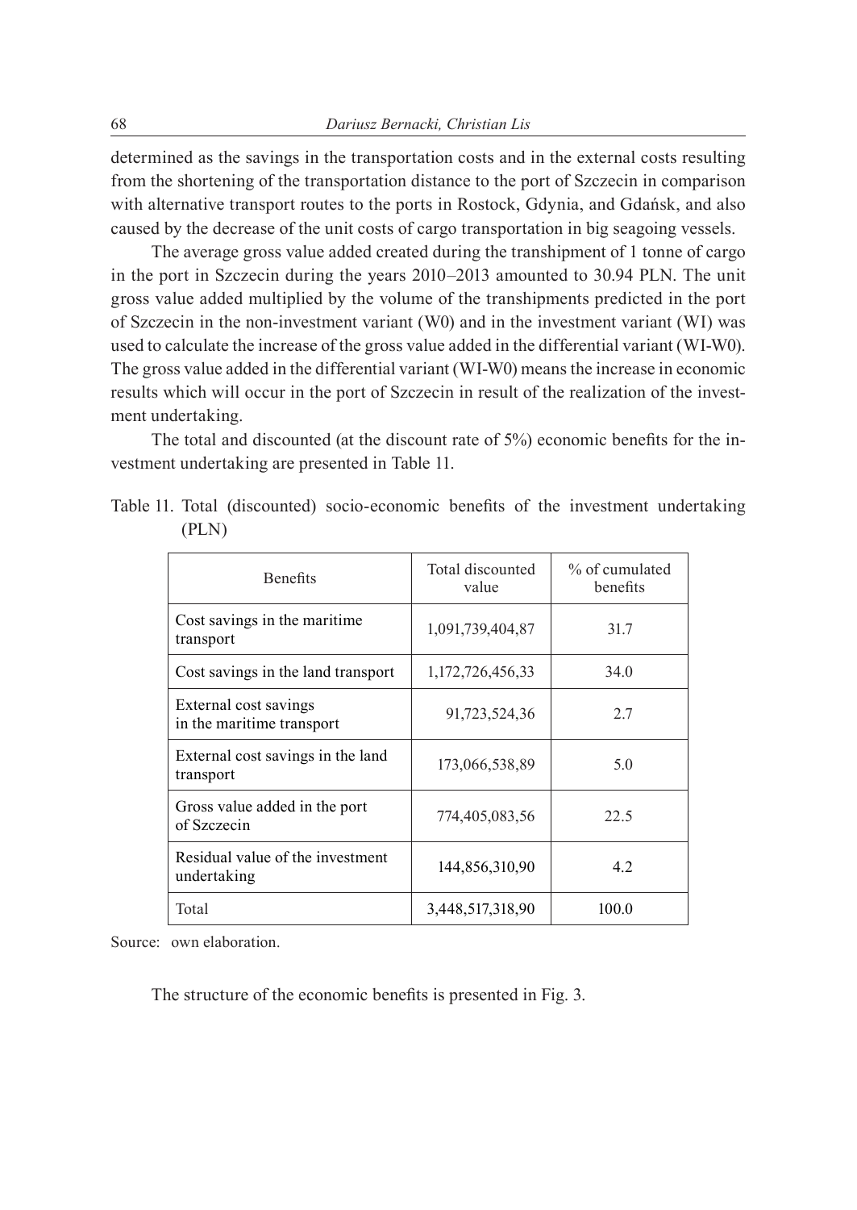determined as the savings in the transportation costs and in the external costs resulting from the shortening of the transportation distance to the port of Szczecin in comparison with alternative transport routes to the ports in Rostock, Gdynia, and Gdańsk, and also caused by the decrease of the unit costs of cargo transportation in big seagoing vessels.

The average gross value added created during the transhipment of 1 tonne of cargo in the port in Szczecin during the years 2010–2013 amounted to 30.94 PLN. The unit gross value added multiplied by the volume of the transhipments predicted in the port of Szczecin in the non-investment variant (W0) and in the investment variant (WI) was used to calculate the increase of the gross value added in the differential variant (WI-W0). The gross value added in the differential variant (WI-W0) means the increase in economic results which will occur in the port of Szczecin in result of the realization of the investment undertaking.

The total and discounted (at the discount rate of 5%) economic benefits for the investment undertaking are presented in Table 11.

Table 11. Total (discounted) socio-economic benefits of the investment undertaking (PLN)

| Benefits | Total discounted value | % of cumulated benefits |
|---|---|---|
| Cost savings in the maritime transport | 1,091,739,404,87 | 31.7 |
| Cost savings in the land transport | 1,172,726,456,33 | 34.0 |
| External cost savings in the maritime transport | 91,723,524,36 | 2.7 |
| External cost savings in the land transport | 173,066,538,89 | 5.0 |
| Gross value added in the port of Szczecin | 774,405,083,56 | 22.5 |
| Residual value of the investment undertaking | 144,856,310,90 | 4.2 |
| Total | 3,448,517,318,90 | 100.0 |

Source: own elaboration.

The structure of the economic benefits is presented in Fig. 3.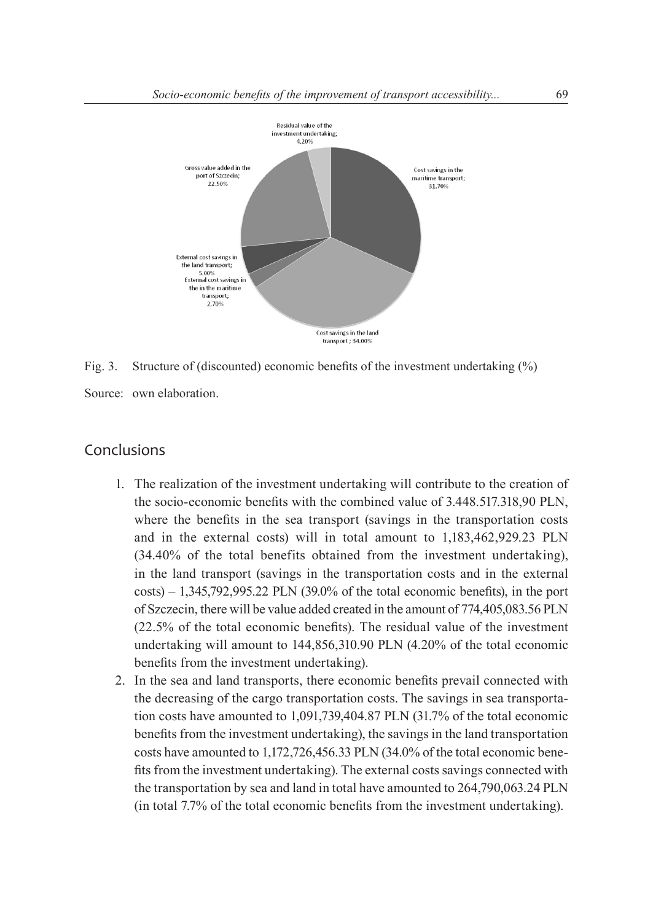Fig. 3. Structure of (discounted) economic benefits of the investment undertaking (%)

Source: own elaboration.

## Conclusions

1. The realization of the investment undertaking will contribute to the creation of the socio-economic benefits with the combined value of 3.448.517.318,90 PLN, where the benefits in the sea transport (savings in the transportation costs and in the external costs) will in total amount to 1,183,462,929.23 PLN (34.40% of the total benefits obtained from the investment undertaking), in the land transport (savings in the transportation costs and in the external costs) – 1,345,792,995.22 PLN (39.0% of the total economic benefits), in the port of Szczecin, there will be value added created in the amount of 774,405,083.56 PLN (22.5% of the total economic benefits). The residual value of the investment undertaking will amount to 144,856,310.90 PLN (4.20% of the total economic benefits from the investment undertaking).
2. In the sea and land transports, there economic benefits prevail connected with the decreasing of the cargo transportation costs. The savings in sea transportation costs have amounted to 1,091,739,404.87 PLN (31.7% of the total economic benefits from the investment undertaking), the savings in the land transportation costs have amounted to 1,172,726,456.33 PLN (34.0% of the total economic benefits from the investment undertaking). The external costs savings connected with the transportation by sea and land in total have amounted to 264,790,063.24 PLN (in total 7.7% of the total economic benefits from the investment undertaking).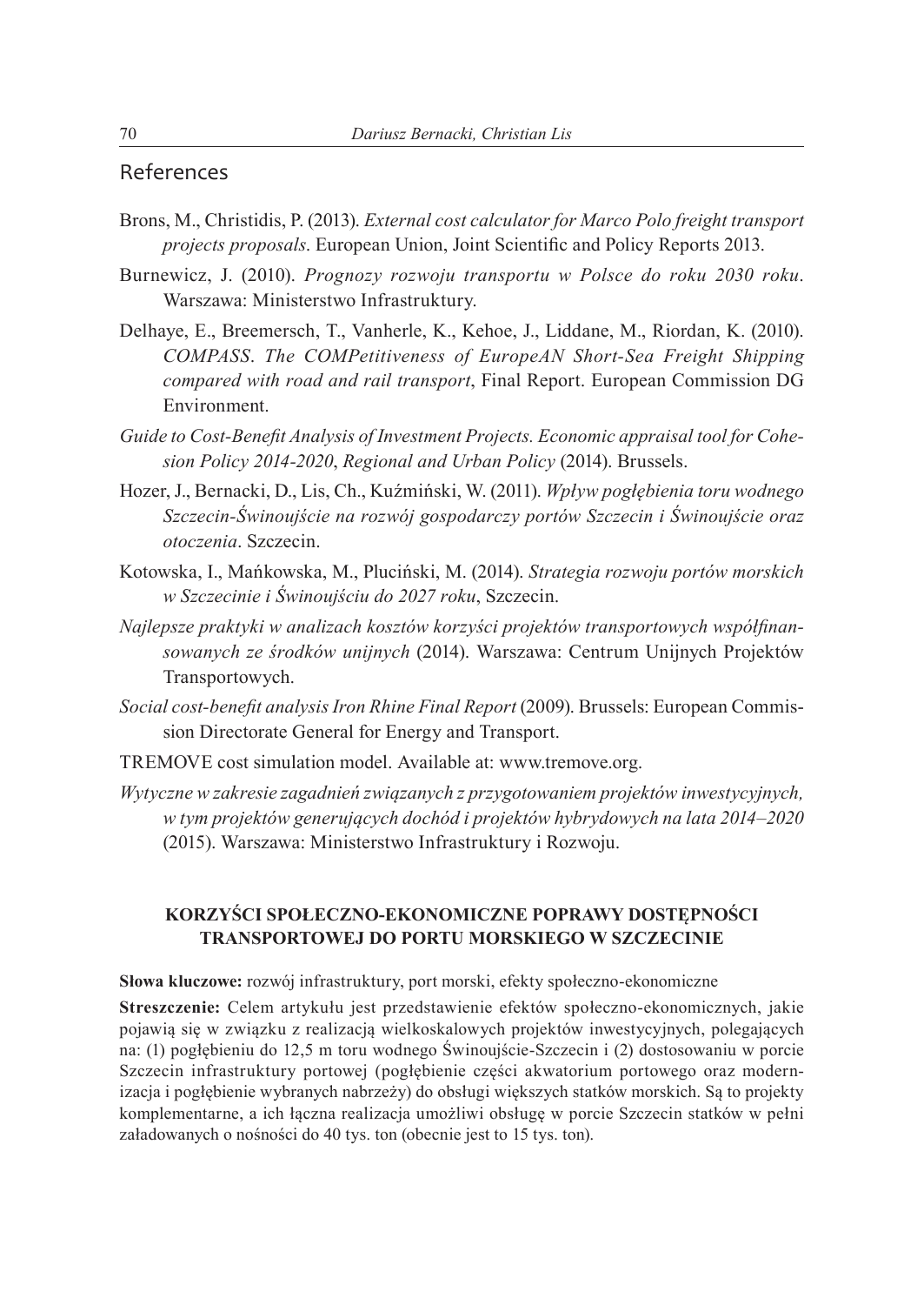## References

Brons, M., Christidis, P. (2013). *External cost calculator for Marco Polo freight transport projects proposals*. European Union, Joint Scientific and Policy Reports 2013.

Burnewicz, J. (2010). *Prognozy rozwoju transportu w Polsce do roku 2030 roku*. Warszawa: Ministerstwo Infrastruktury.

Delhaye, E., Breemersch, T., Vanherle, K., Kehoe, J., Liddane, M., Riordan, K. (2010). *COMPASS. The COMPetitiveness of EuropeAN Short-Sea Freight Shipping compared with road and rail transport*, Final Report. European Commission DG Environment.

*Guide to Cost-Benefit Analysis of Investment Projects. Economic appraisal tool for Cohesion Policy 2014-2020*, *Regional and Urban Policy* (2014). Brussels.

Hozer, J., Bernacki, D., Lis, Ch., Kuźmiński, W. (2011). *Wpływ pogłębienia toru wodnego Szczecin-Świnoujście na rozwój gospodarczy portów Szczecin i Świnoujście oraz otoczenia*. Szczecin.

Kotowska, I., Mańkowska, M., Pluciński, M. (2014). *Strategia rozwoju portów morskich w Szczecinie i Świnoujściu do 2027 roku*, Szczecin.

*Najlepsze praktyki w analizach kosztów korzyści projektów transportowych współfinansowanych ze środków unijnych* (2014). Warszawa: Centrum Unijnych Projektów Transportowych.

*Social cost-benefit analysis Iron Rhine Final Report* (2009). Brussels: European Commission Directorate General for Energy and Transport.

TREMOVE cost simulation model. Available at: www.tremove.org.

*Wytyczne w zakresie zagadnień związanych z przygotowaniem projektów inwestycyjnych, w tym projektów generujących dochód i projektów hybrydowych na lata 2014–2020* (2015). Warszawa: Ministerstwo Infrastruktury i Rozwoju.

## KORZYŚCI SPOŁECZNO-EKONOMICZNE POPRAWY DOSTĘPNOŚCI TRANSPORTOWEJ DO PORTU MORSKIEGO W SZCZECINIE

**Słowa kluczowe:** rozwój infrastruktury, port morski, efekty społeczno-ekonomiczne

**Streszczenie:** Celem artykułu jest przedstawienie efektów społeczno-ekonomicznych, jakie pojawią się w związku z realizacją wielkoskalowych projektów inwestycyjnych, polegających na: (1) pogłębieniu do 12,5 m toru wodnego Świnoujście-Szczecin i (2) dostosowaniu w porcie Szczecin infrastruktury portowej (pogłębienie części akwatorium portowego oraz modernizacja i pogłębienie wybranych nabrzeży) do obsługi większych statków morskich. Są to projekty komplementarne, a ich łączna realizacja umożliwi obsługę w porcie Szczecin statków w pełni załadowanych o nośności do 40 tys. ton (obecnie jest to 15 tys. ton).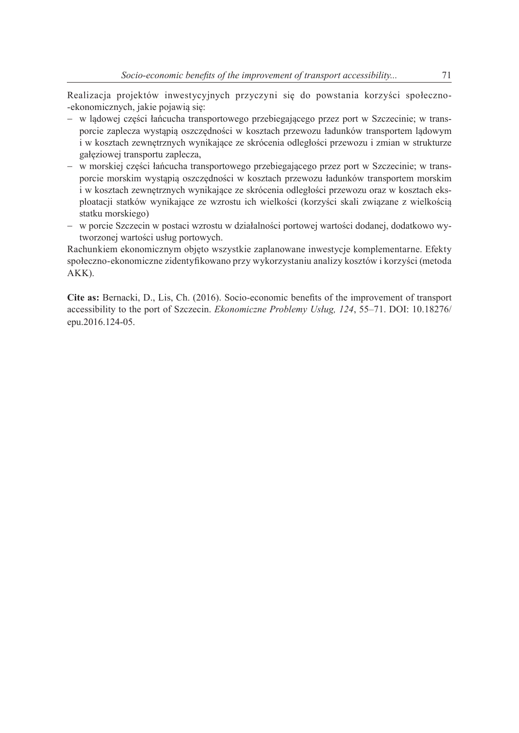Realizacja projektów inwestycyjnych przyczyni się do powstania korzyści społeczno-ekonomicznych, jakie pojawią się:

- w lądowej części łańcucha transportowego przebiegającego przez port w Szczecinie; w transporcie zaplecza wystąpią oszczędności w kosztach przewozu ładunków transportem lądowym i w kosztach zewnętrznych wynikające ze skrócenia odległości przewozu i zmian w strukturze gałęziowej transportu zaplecza,
- w morskiej części łańcucha transportowego przebiegającego przez port w Szczecinie; w transporcie morskim wystąpią oszczędności w kosztach przewozu ładunków transportem morskim i w kosztach zewnętrznych wynikające ze skrócenia odległości przewozu oraz w kosztach eksploatacji statków wynikające ze wzrostu ich wielkości (korzyści skali związane z wielkością statku morskiego)
- w porcie Szczecin w postaci wzrostu w działalności portowej wartości dodanej, dodatkowo wytworzonej wartości usług portowych.

Rachunkiem ekonomicznym objęto wszystkie zaplanowane inwestycje komplementarne. Efekty społeczno-ekonomiczne zidentyfikowano przy wykorzystaniu analizy kosztów i korzyści (metoda AKK).

**Cite as:** Bernacki, D., Lis, Ch. (2016). Socio-economic benefits of the improvement of transport accessibility to the port of Szczecin. *Ekonomiczne Problemy Usług, 124*, 55–71. DOI: 10.18276/epu.2016.124-05.